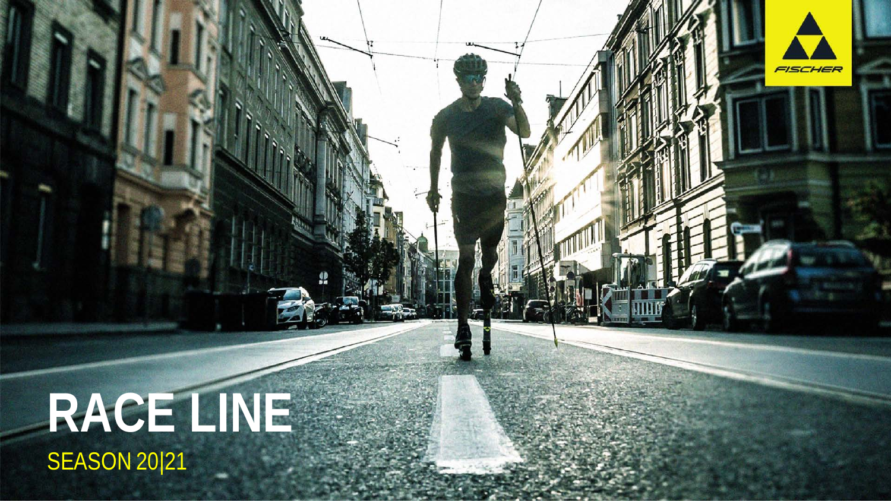# RACE LINE

SEASON 20|21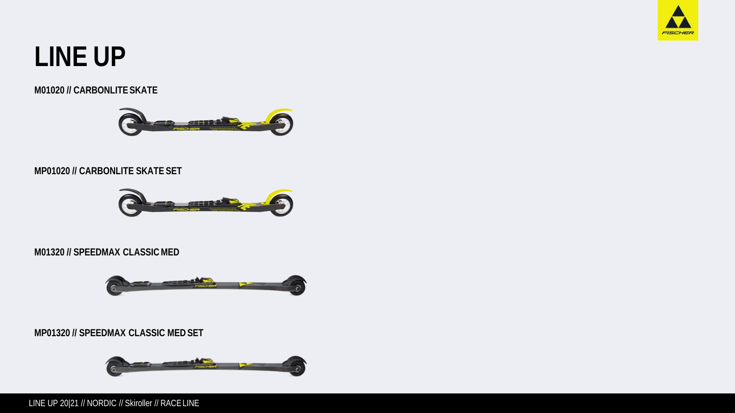# LINE UP

**M01020 // CARBONLITE SKATE**

**MP01020 // CARBONLITE SKATE SET**

**M01320 // SPEEDMAX CLASSIC MED**

**MP01320 // SPEEDMAX CLASSIC MED SET**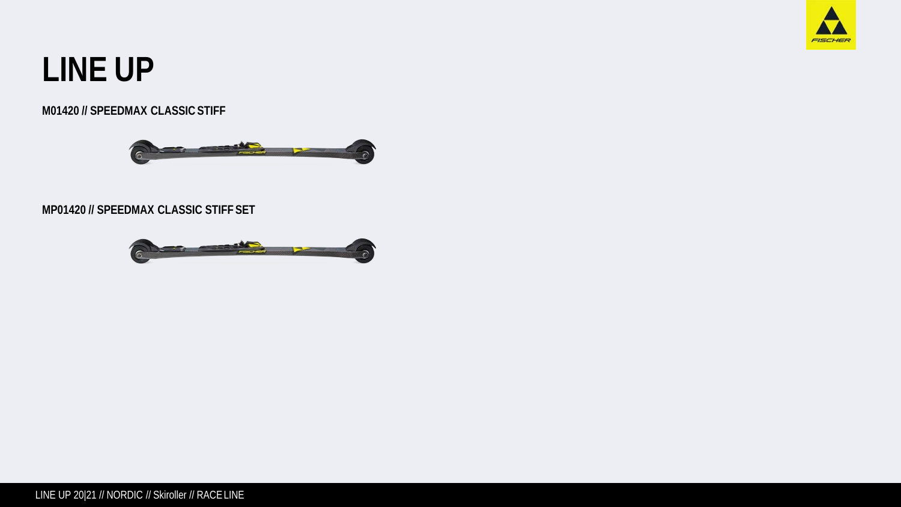# LINE UP

**M01420 // SPEEDMAX CLASSIC STIFF**

**MP01420 // SPEEDMAX CLASSIC STIFF SET**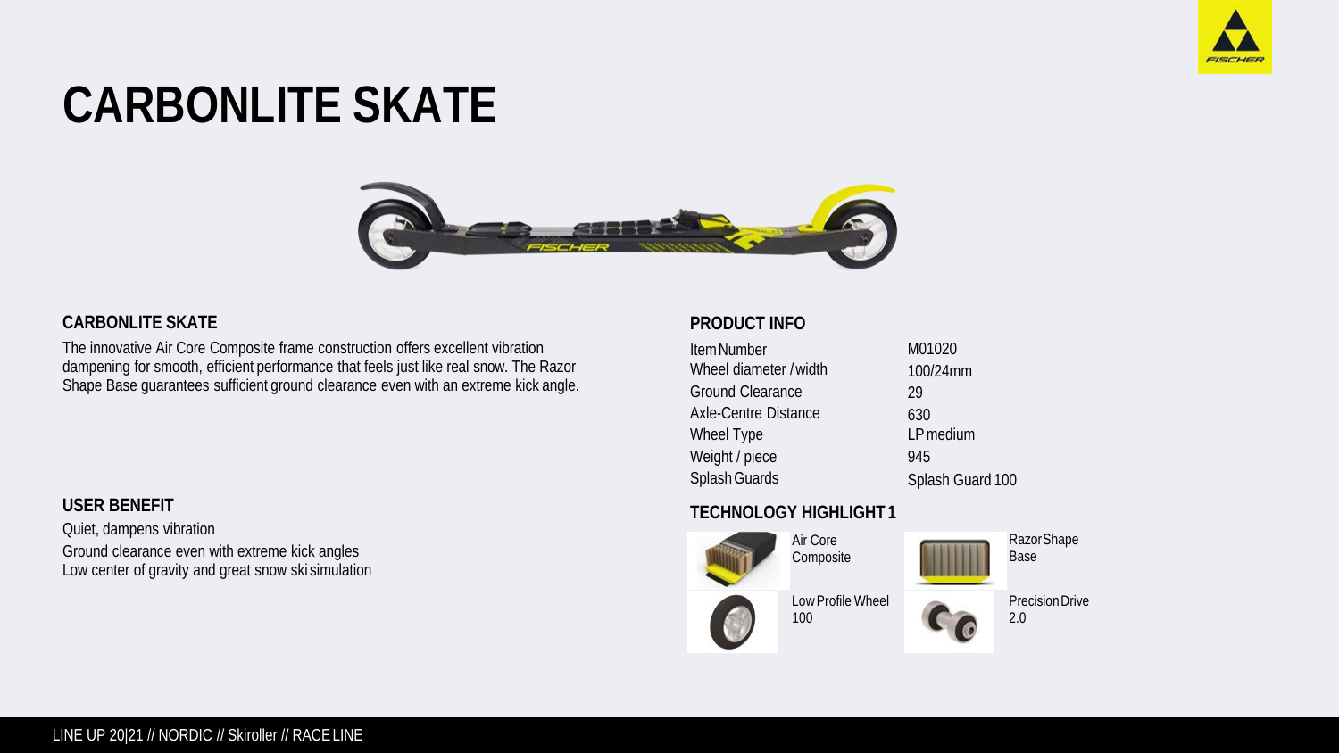# CARBONLITE SKATE

### CARBONLITE SKATE

The innovative Air Core Composite frame construction offers excellent vibration dampening for smooth, efficient performance that feels just like real snow. The Razor Shape Base guarantees sufficient ground clearance even with an extreme kick angle.

### USER BENEFIT

Quiet, dampens vibration
Ground clearance even with extreme kick angles
Low center of gravity and great snow ski simulation

### PRODUCT INFO

| | |
|---|---|
| Item Number | M01020 |
| Wheel diameter / width | 100/24mm |
| Ground Clearance | 29 |
| Axle-Centre Distance | 630 |
| Wheel Type | LP medium |
| Weight / piece | 945 |
| Splash Guards | Splash Guard 100 |

### TECHNOLOGY HIGHLIGHT 1

- Air Core Composite
- Razor Shape Base
- Low Profile Wheel 100
- Precision Drive 2.0

LINE UP 20|21 // NORDIC // Skiroller // RACE LINE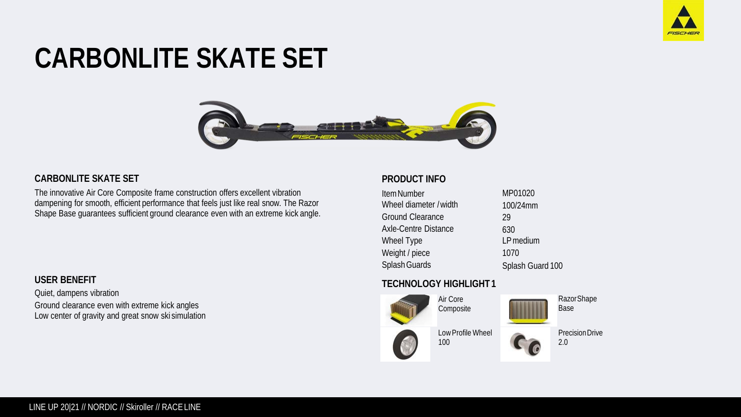# CARBONLITE SKATE SET

## CARBONLITE SKATE SET

The innovative Air Core Composite frame construction offers excellent vibration dampening for smooth, efficient performance that feels just like real snow. The Razor Shape Base guarantees sufficient ground clearance even with an extreme kick angle.

## USER BENEFIT

Quiet, dampens vibration
Ground clearance even with extreme kick angles
Low center of gravity and great snow ski simulation

## PRODUCT INFO

| | |
|---|---|
| Item Number | MP01020 |
| Wheel diameter / width | 100/24mm |
| Ground Clearance | 29 |
| Axle-Centre Distance | 630 |
| Wheel Type | LP medium |
| Weight / piece | 1070 |
| Splash Guards | Splash Guard 100 |

## TECHNOLOGY HIGHLIGHT 1

- Air Core Composite
- Razor Shape Base
- Low Profile Wheel 100
- Precision Drive 2.0

LINE UP 20|21 // NORDIC // Skiroller // RACE LINE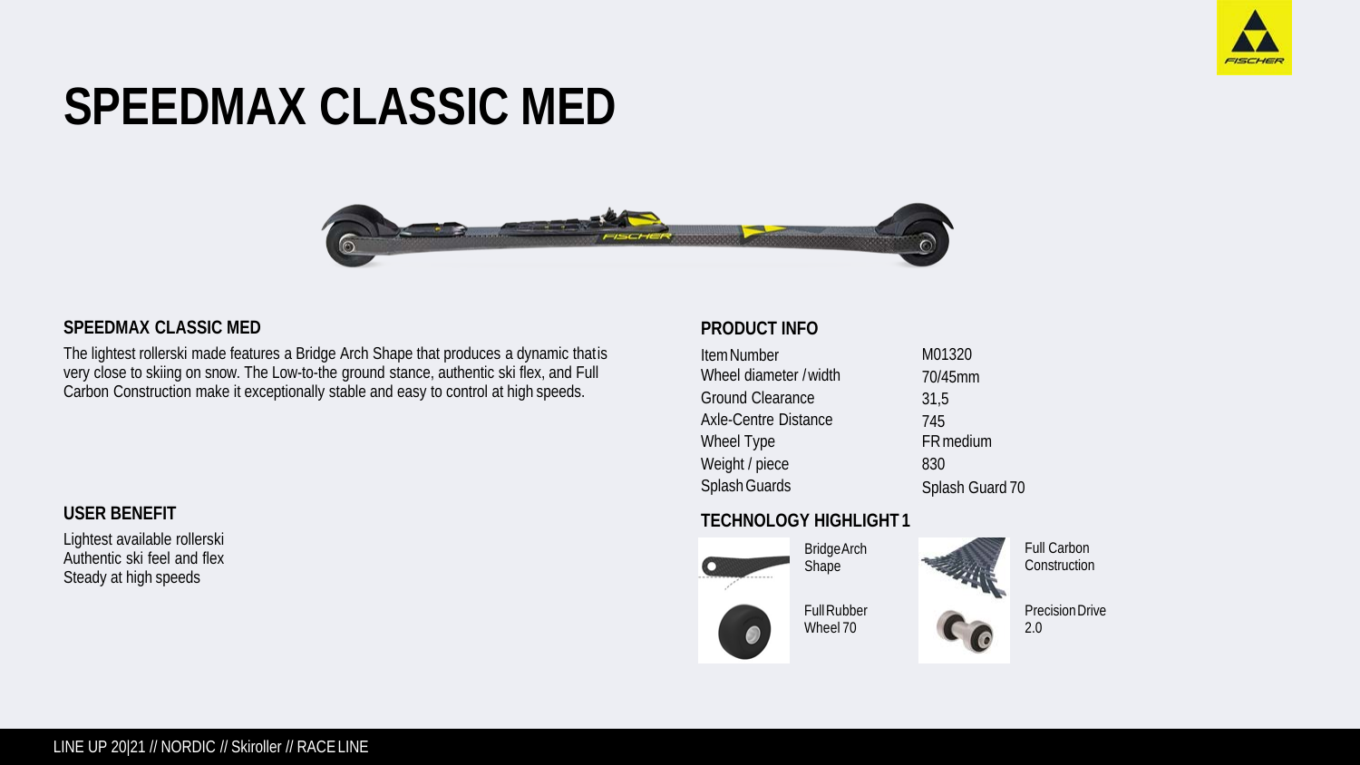# SPEEDMAX CLASSIC MED

## SPEEDMAX CLASSIC MED

The lightest rollerski made features a Bridge Arch Shape that produces a dynamic that is very close to skiing on snow. The Low-to-the ground stance, authentic ski flex, and Full Carbon Construction make it exceptionally stable and easy to control at high speeds.

## USER BENEFIT

Lightest available rollerski
Authentic ski feel and flex
Steady at high speeds

## PRODUCT INFO

| | |
|---|---|
| Item Number | M01320 |
| Wheel diameter / width | 70/45mm |
| Ground Clearance | 31,5 |
| Axle-Centre Distance | 745 |
| Wheel Type | FR medium |
| Weight / piece | 830 |
| Splash Guards | Splash Guard 70 |

## TECHNOLOGY HIGHLIGHT 1

Bridge Arch Shape

Full Carbon Construction

Full Rubber Wheel 70

Precision Drive 2.0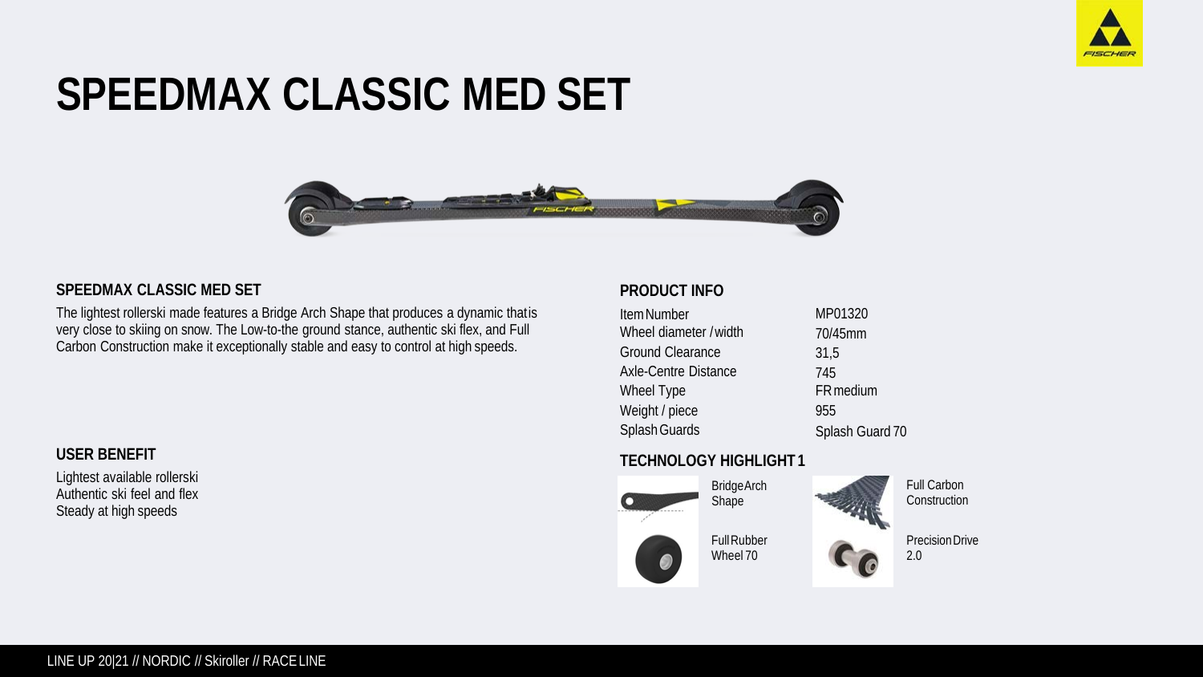# SPEEDMAX CLASSIC MED SET

## SPEEDMAX CLASSIC MED SET

The lightest rollerski made features a Bridge Arch Shape that produces a dynamic that is very close to skiing on snow. The Low-to-the ground stance, authentic ski flex, and Full Carbon Construction make it exceptionally stable and easy to control at high speeds.

## USER BENEFIT

Lightest available rollerski
Authentic ski feel and flex
Steady at high speeds

## PRODUCT INFO

| | |
|---|---|
| Item Number | MP01320 |
| Wheel diameter / width | 70/45mm |
| Ground Clearance | 31,5 |
| Axle-Centre Distance | 745 |
| Wheel Type | FR medium |
| Weight / piece | 955 |
| Splash Guards | Splash Guard 70 |

## TECHNOLOGY HIGHLIGHT 1

- Bridge Arch Shape
- Full Carbon Construction
- Full Rubber Wheel 70
- Precision Drive 2.0

LINE UP 20|21 // NORDIC // Skiroller // RACE LINE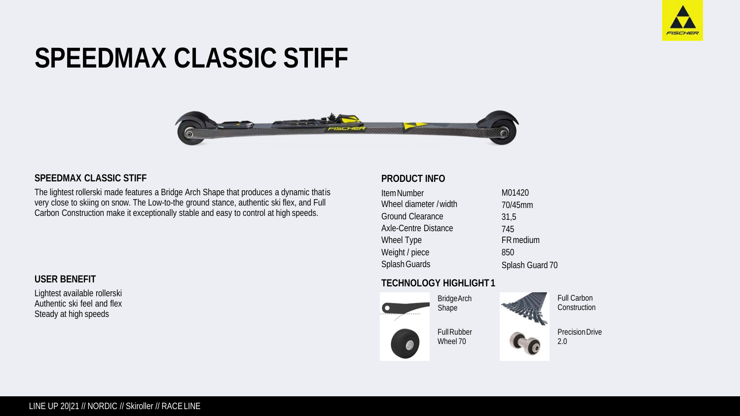# SPEEDMAX CLASSIC STIFF

## SPEEDMAX CLASSIC STIFF

The lightest rollerski made features a Bridge Arch Shape that produces a dynamic that is very close to skiing on snow. The Low-to-the ground stance, authentic ski flex, and Full Carbon Construction make it exceptionally stable and easy to control at high speeds.

## USER BENEFIT

Lightest available rollerski
Authentic ski feel and flex
Steady at high speeds

## PRODUCT INFO

| | |
|---|---|
| Item Number | M01420 |
| Wheel diameter / width | 70/45mm |
| Ground Clearance | 31,5 |
| Axle-Centre Distance | 745 |
| Wheel Type | FR medium |
| Weight / piece | 850 |
| Splash Guards | Splash Guard 70 |

## TECHNOLOGY HIGHLIGHT 1

- Bridge Arch Shape
- Full Carbon Construction
- Full Rubber Wheel 70
- Precision Drive 2.0

LINE UP 20|21 // NORDIC // Skiroller // RACE LINE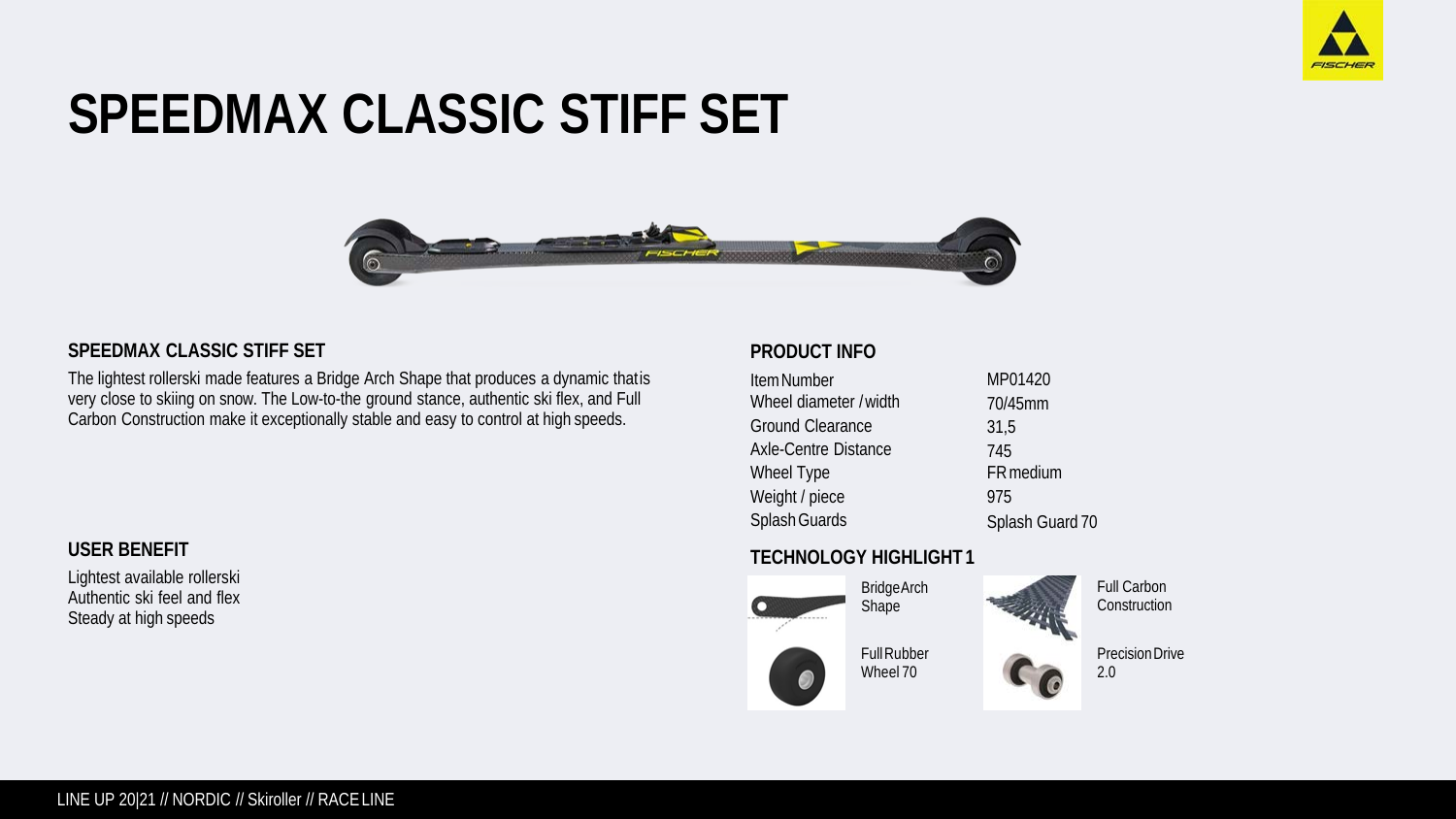# SPEEDMAX CLASSIC STIFF SET

## SPEEDMAX CLASSIC STIFF SET

The lightest rollerski made features a Bridge Arch Shape that produces a dynamic that is very close to skiing on snow. The Low-to-the ground stance, authentic ski flex, and Full Carbon Construction make it exceptionally stable and easy to control at high speeds.

## USER BENEFIT

Lightest available rollerski
Authentic ski feel and flex
Steady at high speeds

## PRODUCT INFO

| | |
|---|---|
| Item Number | MP01420 |
| Wheel diameter / width | 70/45mm |
| Ground Clearance | 31,5 |
| Axle-Centre Distance | 745 |
| Wheel Type | FR medium |
| Weight / piece | 975 |
| Splash Guards | Splash Guard 70 |

## TECHNOLOGY HIGHLIGHT 1

- Bridge Arch Shape
- Full Carbon Construction
- Full Rubber Wheel 70
- Precision Drive 2.0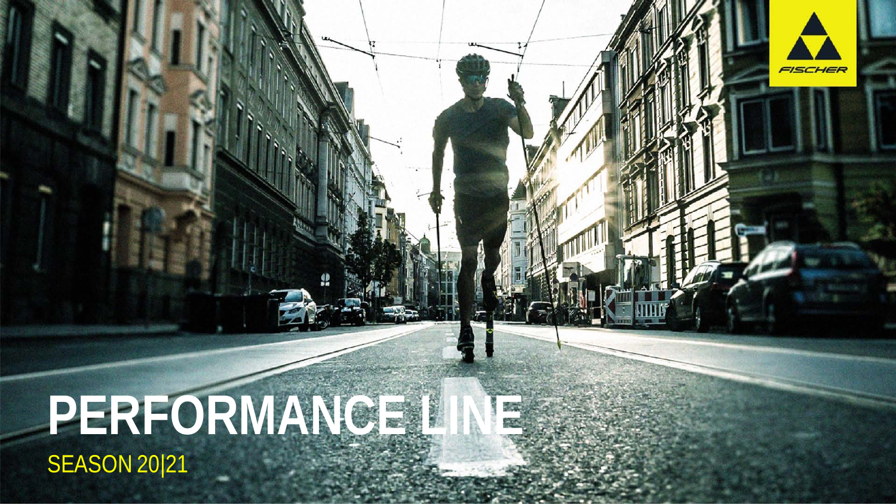# PERFORMANCE LINE

SEASON 20|21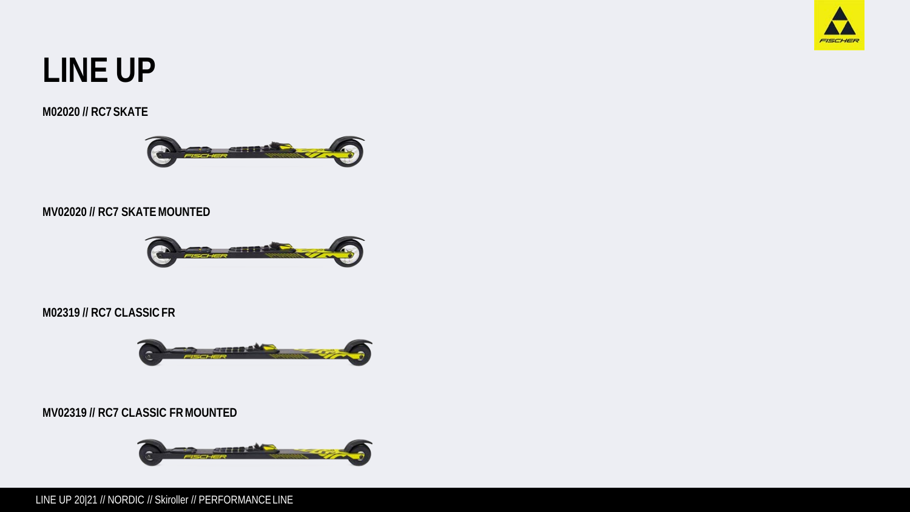# LINE UP

**M02020 // RC7 SKATE**

**MV02020 // RC7 SKATE MOUNTED**

**M02319 // RC7 CLASSIC FR**

**MV02319 // RC7 CLASSIC FR MOUNTED**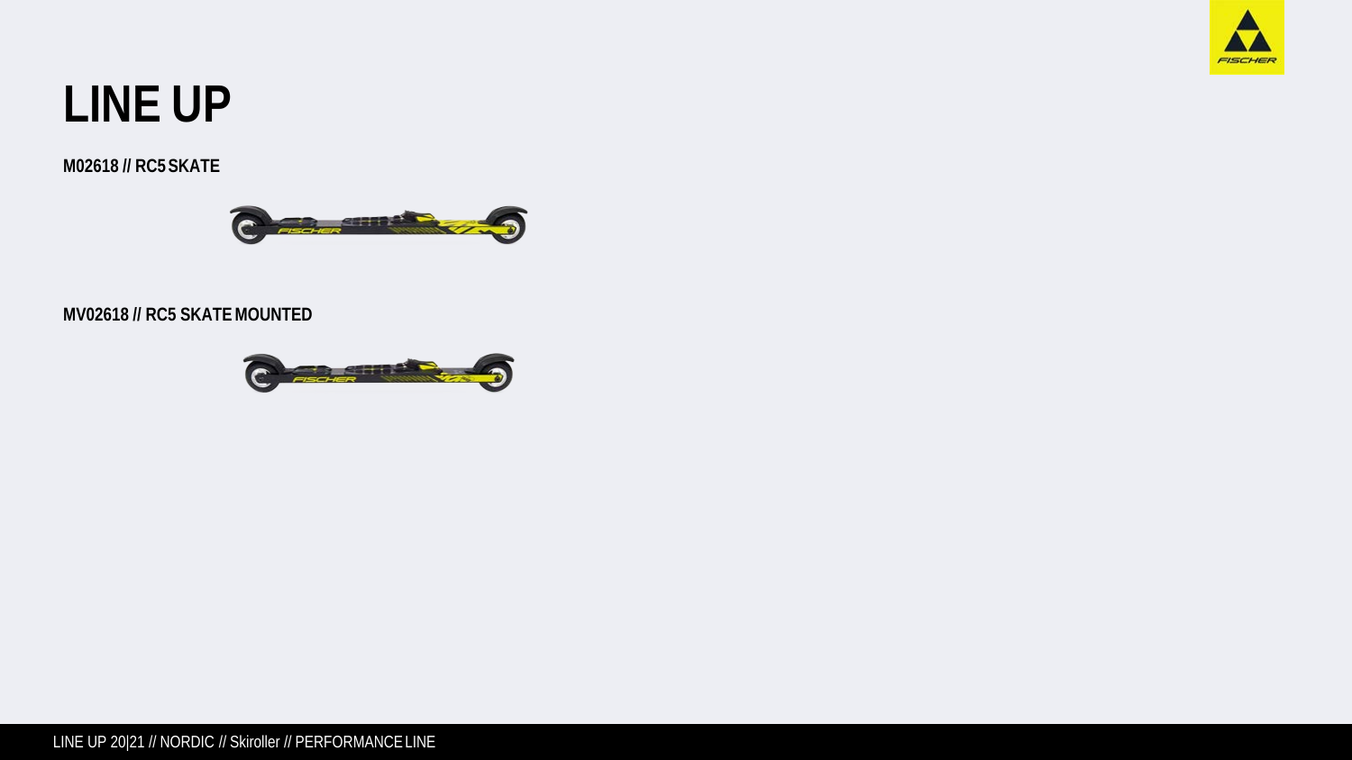# LINE UP

**M02618 // RC5 SKATE**

**MV02618 // RC5 SKATE MOUNTED**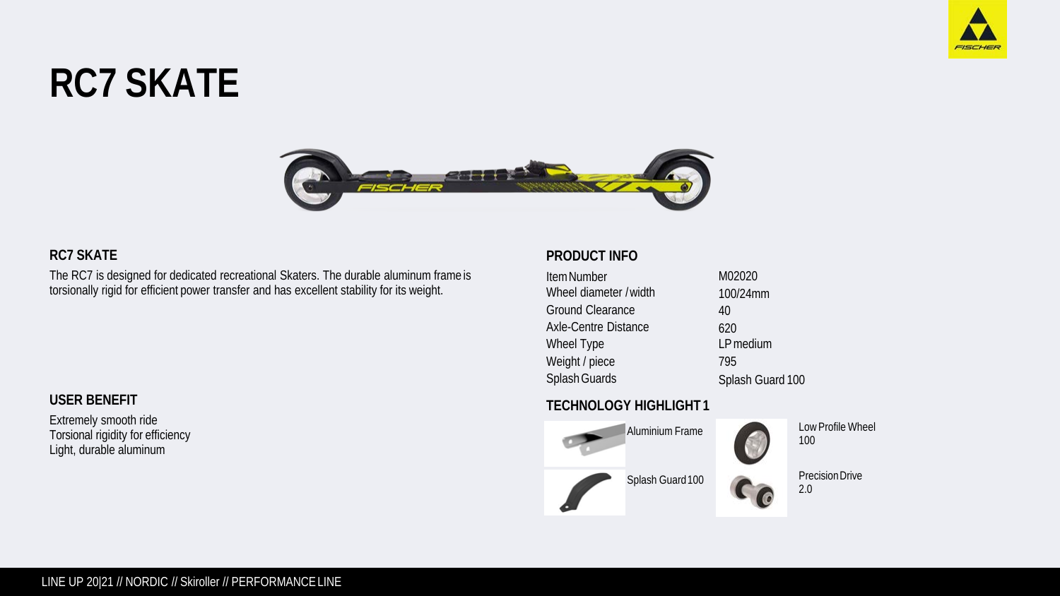# RC7 SKATE

## RC7 SKATE

The RC7 is designed for dedicated recreational Skaters. The durable aluminum frame is torsionally rigid for efficient power transfer and has excellent stability for its weight.

## USER BENEFIT

Extremely smooth ride
Torsional rigidity for efficiency
Light, durable aluminum

## PRODUCT INFO

| | |
|---|---|
| Item Number | M02020 |
| Wheel diameter / width | 100/24mm |
| Ground Clearance | 40 |
| Axle-Centre Distance | 620 |
| Wheel Type | LP medium |
| Weight / piece | 795 |
| Splash Guards | Splash Guard 100 |

## TECHNOLOGY HIGHLIGHT 1

- Aluminium Frame
- Splash Guard 100
- Low Profile Wheel 100
- Precision Drive 2.0

LINE UP 20|21 // NORDIC // Skiroller // PERFORMANCE LINE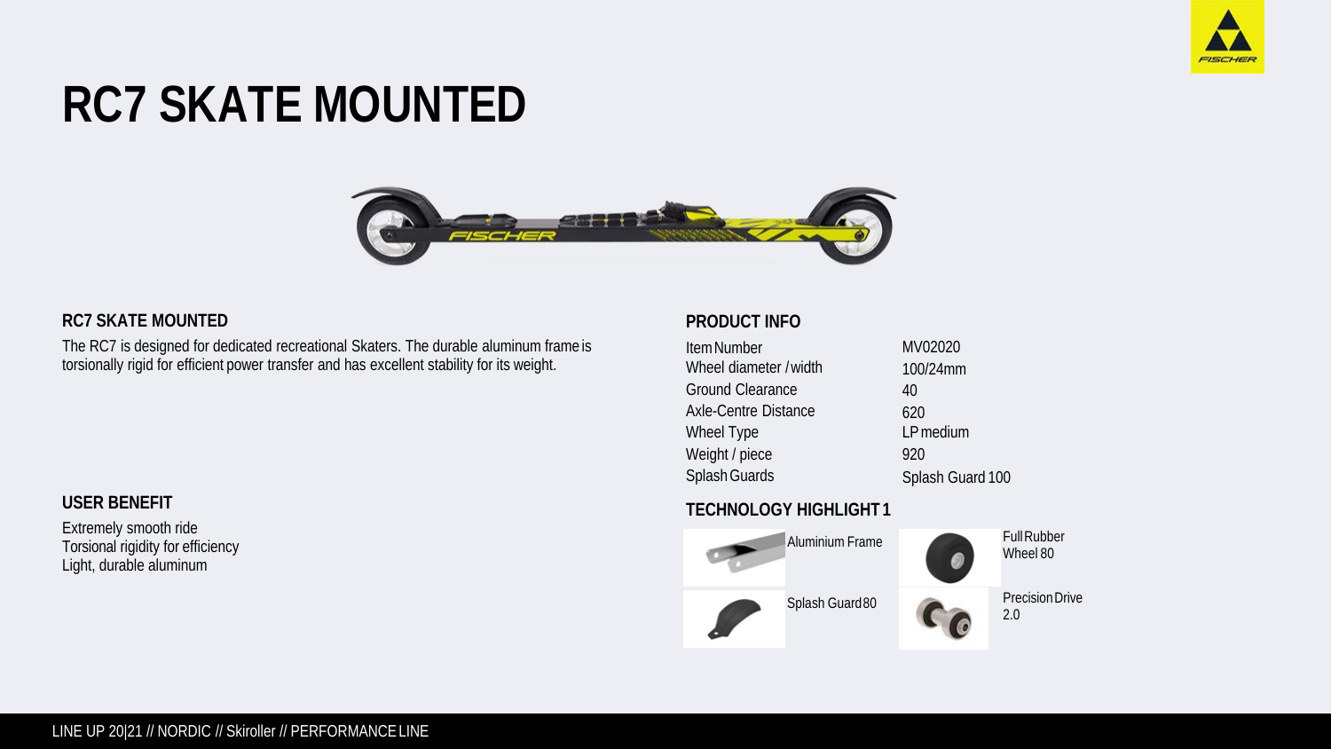# RC7 SKATE MOUNTED

## RC7 SKATE MOUNTED

The RC7 is designed for dedicated recreational Skaters. The durable aluminum frame is torsionally rigid for efficient power transfer and has excellent stability for its weight.

## USER BENEFIT

Extremely smooth ride
Torsional rigidity for efficiency
Light, durable aluminum

## PRODUCT INFO

| | |
|---|---|
| Item Number | MV02020 |
| Wheel diameter / width | 100/24mm |
| Ground Clearance | 40 |
| Axle-Centre Distance | 620 |
| Wheel Type | LP medium |
| Weight / piece | 920 |
| Splash Guards | Splash Guard 100 |

## TECHNOLOGY HIGHLIGHT 1

Aluminium Frame

Full Rubber Wheel 80

Splash Guard 80

Precision Drive 2.0

LINE UP 20|21 // NORDIC // Skiroller // PERFORMANCE LINE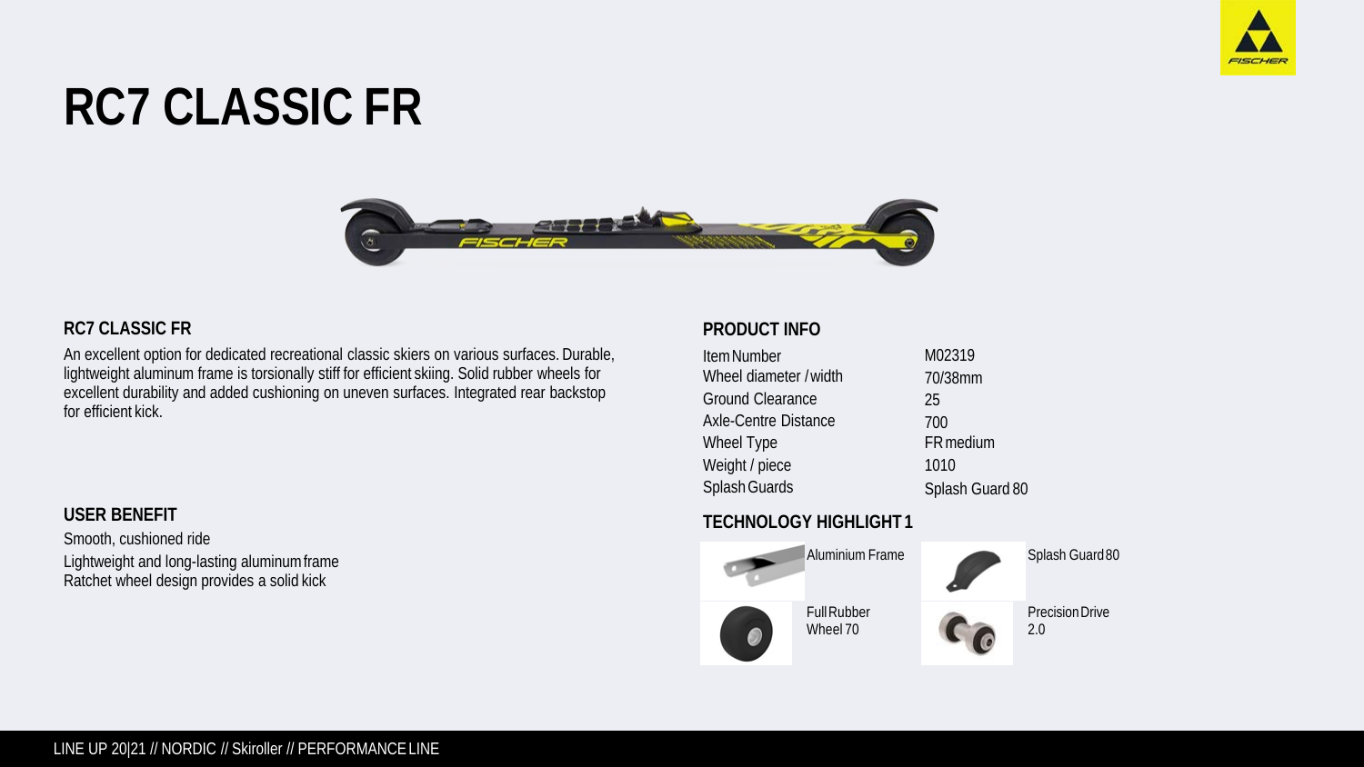# RC7 CLASSIC FR

## RC7 CLASSIC FR

An excellent option for dedicated recreational classic skiers on various surfaces. Durable, lightweight aluminum frame is torsionally stiff for efficient skiing. Solid rubber wheels for excellent durability and added cushioning on uneven surfaces. Integrated rear backstop for efficient kick.

## USER BENEFIT

Smooth, cushioned ride
Lightweight and long-lasting aluminum frame
Ratchet wheel design provides a solid kick

## PRODUCT INFO

| | |
|---|---|
| Item Number | M02319 |
| Wheel diameter / width | 70/38mm |
| Ground Clearance | 25 |
| Axle-Centre Distance | 700 |
| Wheel Type | FR medium |
| Weight / piece | 1010 |
| Splash Guards | Splash Guard 80 |

## TECHNOLOGY HIGHLIGHT 1

- Aluminium Frame
- Splash Guard 80
- Full Rubber Wheel 70
- Precision Drive 2.0

LINE UP 20|21 // NORDIC // Skiroller // PERFORMANCE LINE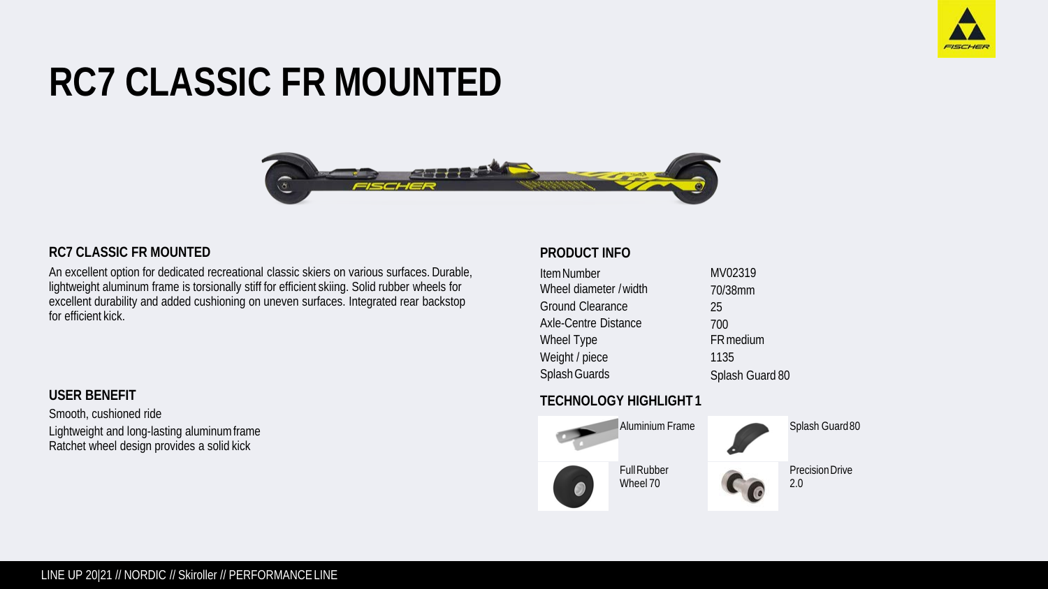# RC7 CLASSIC FR MOUNTED

## RC7 CLASSIC FR MOUNTED

An excellent option for dedicated recreational classic skiers on various surfaces. Durable, lightweight aluminum frame is torsionally stiff for efficient skiing. Solid rubber wheels for excellent durability and added cushioning on uneven surfaces. Integrated rear backstop for efficient kick.

## USER BENEFIT

Smooth, cushioned ride
Lightweight and long-lasting aluminum frame
Ratchet wheel design provides a solid kick

## PRODUCT INFO

| | |
|---|---|
| Item Number | MV02319 |
| Wheel diameter / width | 70/38mm |
| Ground Clearance | 25 |
| Axle-Centre Distance | 700 |
| Wheel Type | FR medium |
| Weight / piece | 1135 |
| Splash Guards | Splash Guard 80 |

## TECHNOLOGY HIGHLIGHT 1

- Aluminium Frame
- Splash Guard 80
- Full Rubber Wheel 70
- Precision Drive 2.0

LINE UP 20|21 // NORDIC // Skiroller // PERFORMANCE LINE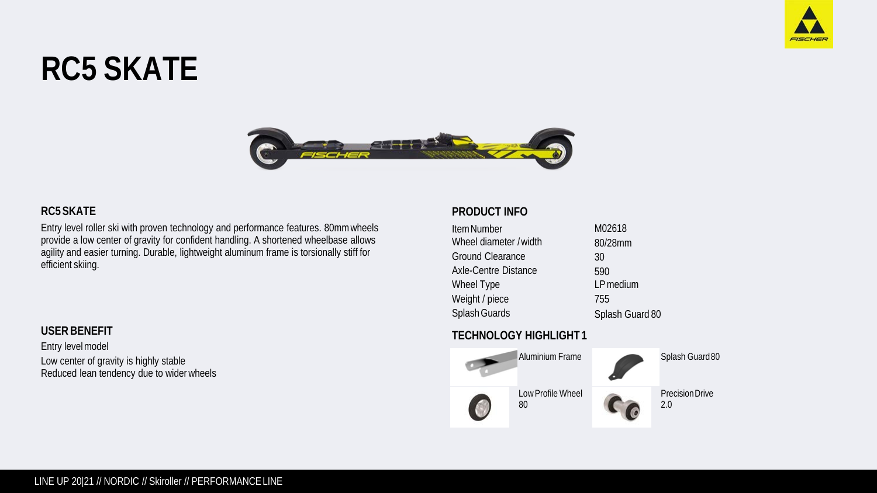# RC5 SKATE

### RC5 SKATE

Entry level roller ski with proven technology and performance features. 80mm wheels provide a low center of gravity for confident handling. A shortened wheelbase allows agility and easier turning. Durable, lightweight aluminum frame is torsionally stiff for efficient skiing.

### USER BENEFIT

Entry level model
Low center of gravity is highly stable
Reduced lean tendency due to wider wheels

### PRODUCT INFO

| | |
|---|---|
| Item Number | M02618 |
| Wheel diameter / width | 80/28mm |
| Ground Clearance | 30 |
| Axle-Centre Distance | 590 |
| Wheel Type | LP medium |
| Weight / piece | 755 |
| Splash Guards | Splash Guard 80 |

### TECHNOLOGY HIGHLIGHT 1

- Aluminium Frame
- Splash Guard 80
- Low Profile Wheel 80
- Precision Drive 2.0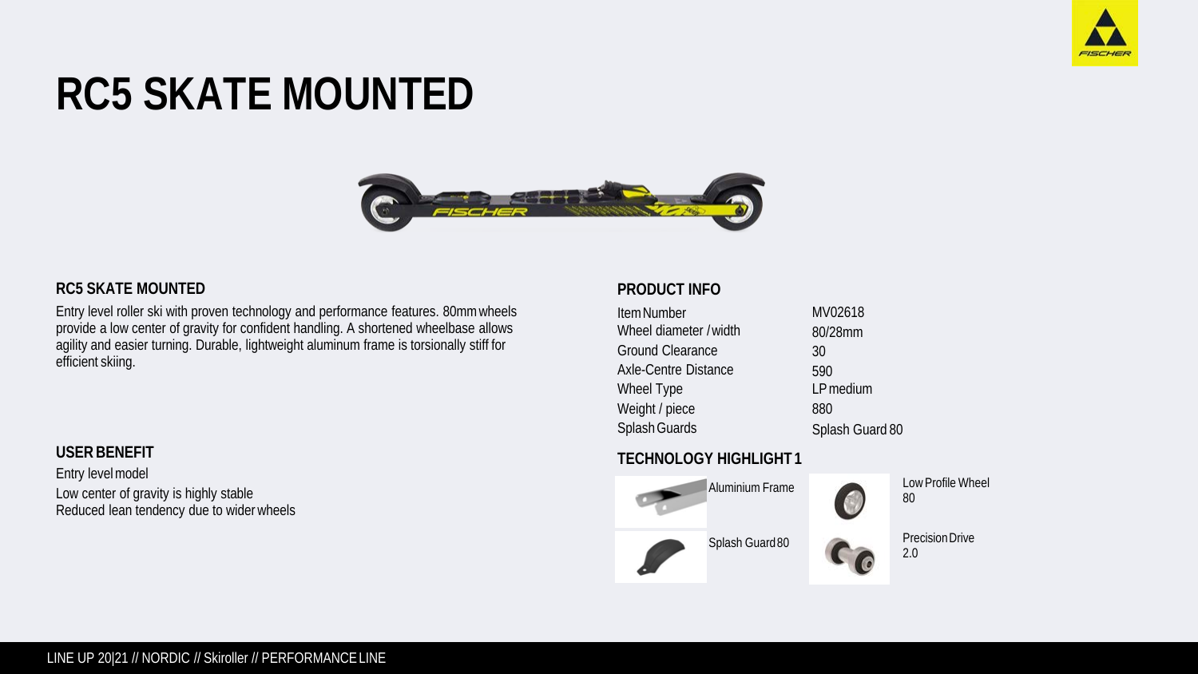# RC5 SKATE MOUNTED

## RC5 SKATE MOUNTED

Entry level roller ski with proven technology and performance features. 80mm wheels provide a low center of gravity for confident handling. A shortened wheelbase allows agility and easier turning. Durable, lightweight aluminum frame is torsionally stiff for efficient skiing.

## USER BENEFIT

Entry level model

Low center of gravity is highly stable

Reduced lean tendency due to wider wheels

## PRODUCT INFO

| | |
|---|---|
| Item Number | MV02618 |
| Wheel diameter / width | 80/28mm |
| Ground Clearance | 30 |
| Axle-Centre Distance | 590 |
| Wheel Type | LP medium |
| Weight / piece | 880 |
| Splash Guards | Splash Guard 80 |

## TECHNOLOGY HIGHLIGHT 1

- Aluminium Frame
- Splash Guard 80
- Low Profile Wheel 80
- Precision Drive 2.0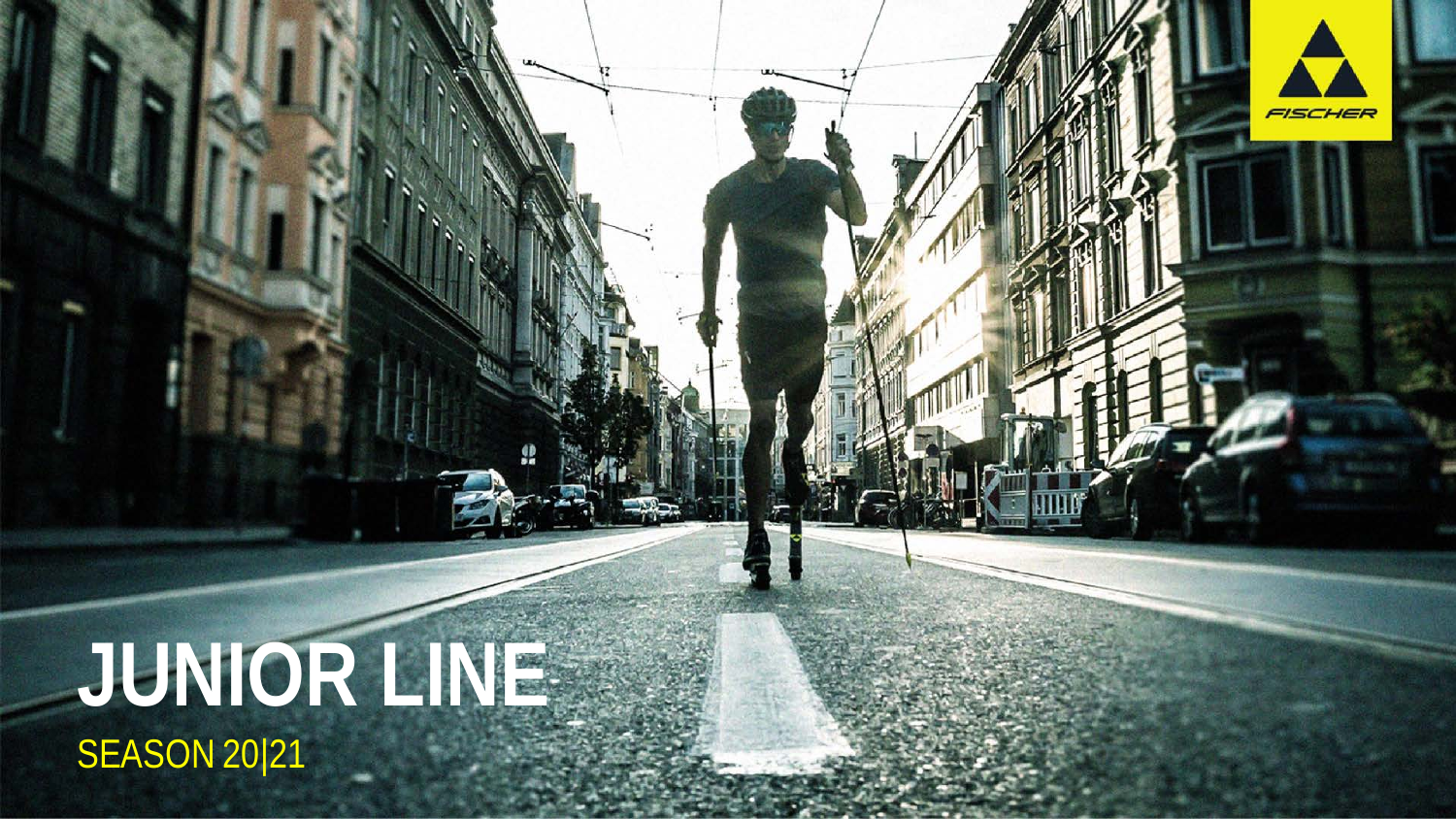# JUNIOR LINE

SEASON 20|21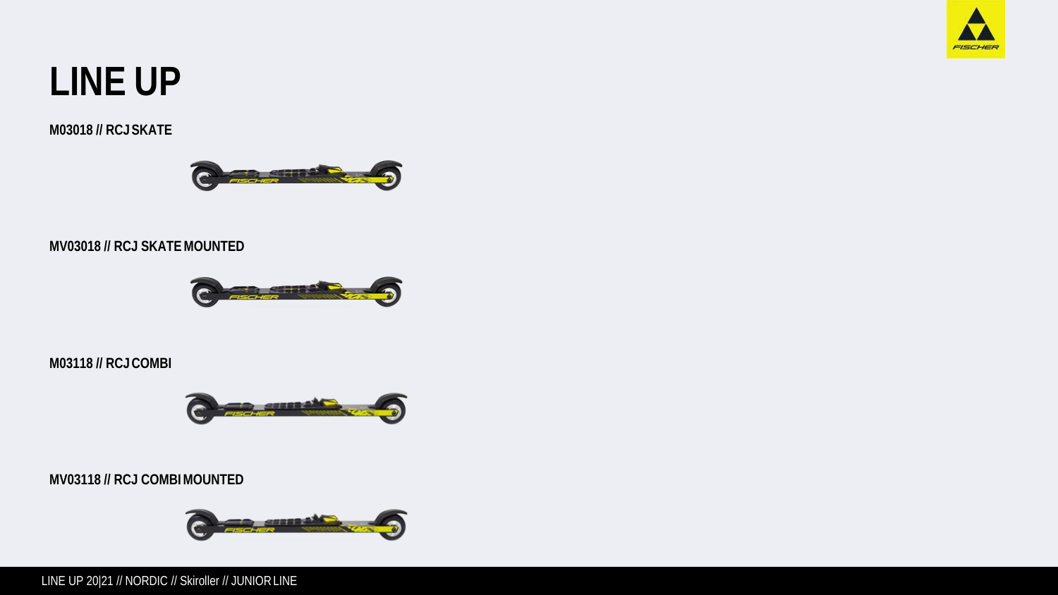# LINE UP

**M03018 // RCJ SKATE**

**MV03018 // RCJ SKATE MOUNTED**

**M03118 // RCJ COMBI**

**MV03118 // RCJ COMBI MOUNTED**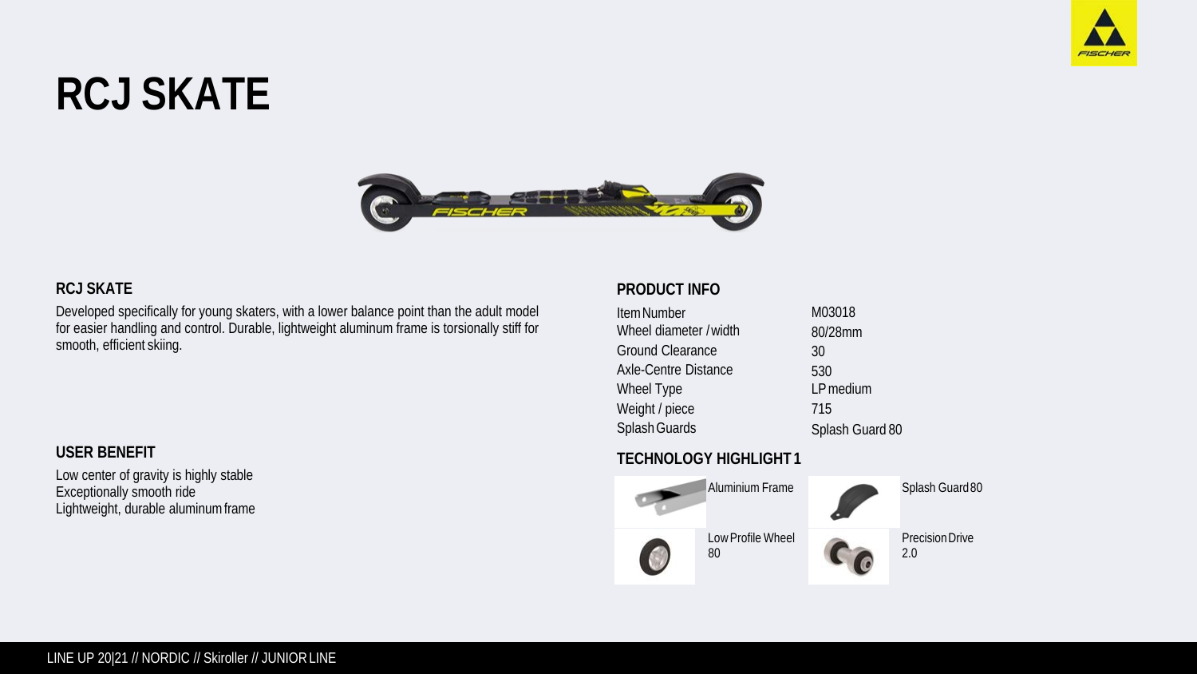# RCJ SKATE

### RCJ SKATE

Developed specifically for young skaters, with a lower balance point than the adult model for easier handling and control. Durable, lightweight aluminum frame is torsionally stiff for smooth, efficient skiing.

### USER BENEFIT

Low center of gravity is highly stable
Exceptionally smooth ride
Lightweight, durable aluminum frame

### PRODUCT INFO

| | |
|---|---|
| Item Number | M03018 |
| Wheel diameter / width | 80/28mm |
| Ground Clearance | 30 |
| Axle-Centre Distance | 530 |
| Wheel Type | LP medium |
| Weight / piece | 715 |
| Splash Guards | Splash Guard 80 |

### TECHNOLOGY HIGHLIGHT 1

Aluminium Frame
Splash Guard 80
Low Profile Wheel 80
Precision Drive 2.0

LINE UP 20|21 // NORDIC // Skiroller // JUNIOR LINE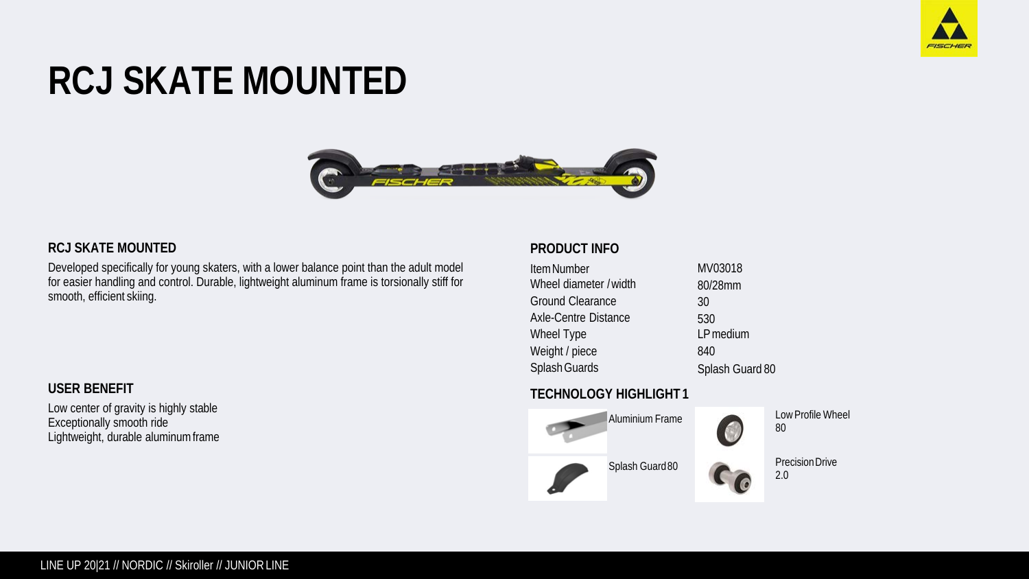# RCJ SKATE MOUNTED

## RCJ SKATE MOUNTED

Developed specifically for young skaters, with a lower balance point than the adult model for easier handling and control. Durable, lightweight aluminum frame is torsionally stiff for smooth, efficient skiing.

## USER BENEFIT

Low center of gravity is highly stable
Exceptionally smooth ride
Lightweight, durable aluminum frame

## PRODUCT INFO

| | |
|---|---|
| Item Number | MV03018 |
| Wheel diameter / width | 80/28mm |
| Ground Clearance | 30 |
| Axle-Centre Distance | 530 |
| Wheel Type | LP medium |
| Weight / piece | 840 |
| Splash Guards | Splash Guard 80 |

## TECHNOLOGY HIGHLIGHT 1

Aluminium Frame

Low Profile Wheel 80

Splash Guard 80

Precision Drive 2.0

LINE UP 20|21 // NORDIC // Skiroller // JUNIOR LINE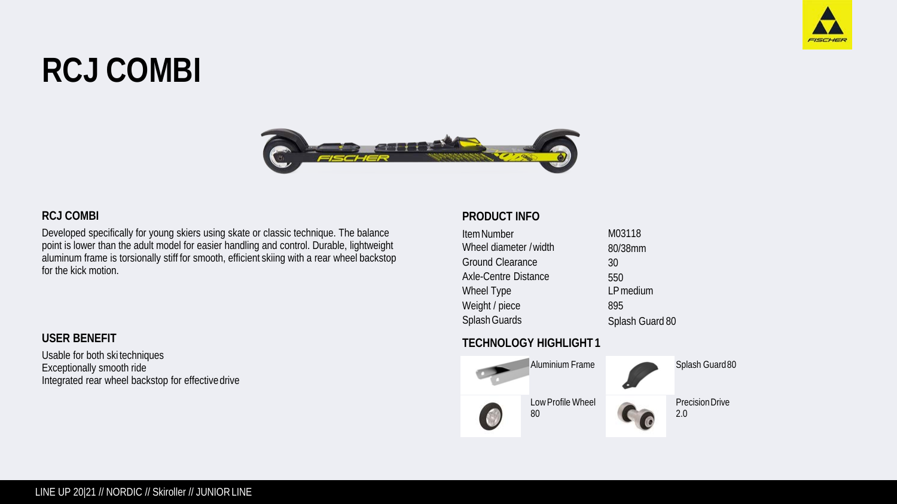# RCJ COMBI

### RCJ COMBI

Developed specifically for young skiers using skate or classic technique. The balance point is lower than the adult model for easier handling and control. Durable, lightweight aluminum frame is torsionally stiff for smooth, efficient skiing with a rear wheel backstop for the kick motion.

### USER BENEFIT

Usable for both ski techniques
Exceptionally smooth ride
Integrated rear wheel backstop for effective drive

### PRODUCT INFO

| | |
|---|---|
| Item Number | M03118 |
| Wheel diameter / width | 80/38mm |
| Ground Clearance | 30 |
| Axle-Centre Distance | 550 |
| Wheel Type | LP medium |
| Weight / piece | 895 |
| Splash Guards | Splash Guard 80 |

### TECHNOLOGY HIGHLIGHT 1

Aluminium Frame

Splash Guard 80

Low Profile Wheel 80

Precision Drive 2.0

LINE UP 20|21 // NORDIC // Skiroller // JUNIOR LINE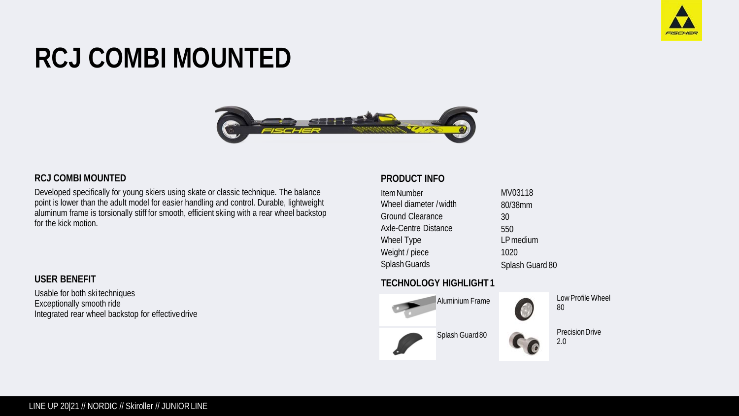# RCJ COMBI MOUNTED

## RCJ COMBI MOUNTED

Developed specifically for young skiers using skate or classic technique. The balance point is lower than the adult model for easier handling and control. Durable, lightweight aluminum frame is torsionally stiff for smooth, efficient skiing with a rear wheel backstop for the kick motion.

## USER BENEFIT

Usable for both ski techniques
Exceptionally smooth ride
Integrated rear wheel backstop for effective drive

## PRODUCT INFO

| | |
|---|---|
| Item Number | MV03118 |
| Wheel diameter / width | 80/38mm |
| Ground Clearance | 30 |
| Axle-Centre Distance | 550 |
| Wheel Type | LP medium |
| Weight / piece | 1020 |
| Splash Guards | Splash Guard 80 |

## TECHNOLOGY HIGHLIGHT 1

Aluminium Frame

Low Profile Wheel 80

Splash Guard 80

Precision Drive 2.0

LINE UP 20|21 // NORDIC // Skiroller // JUNIOR LINE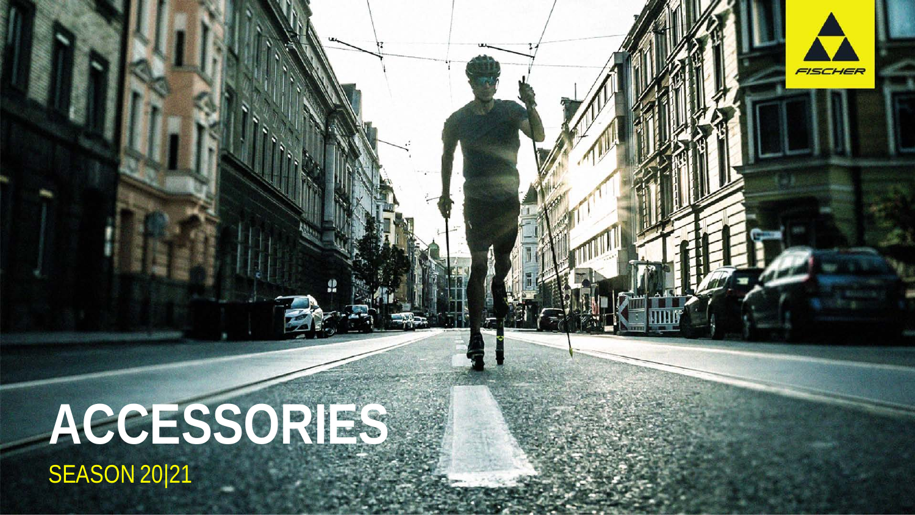# ACCESSORIES

SEASON 20|21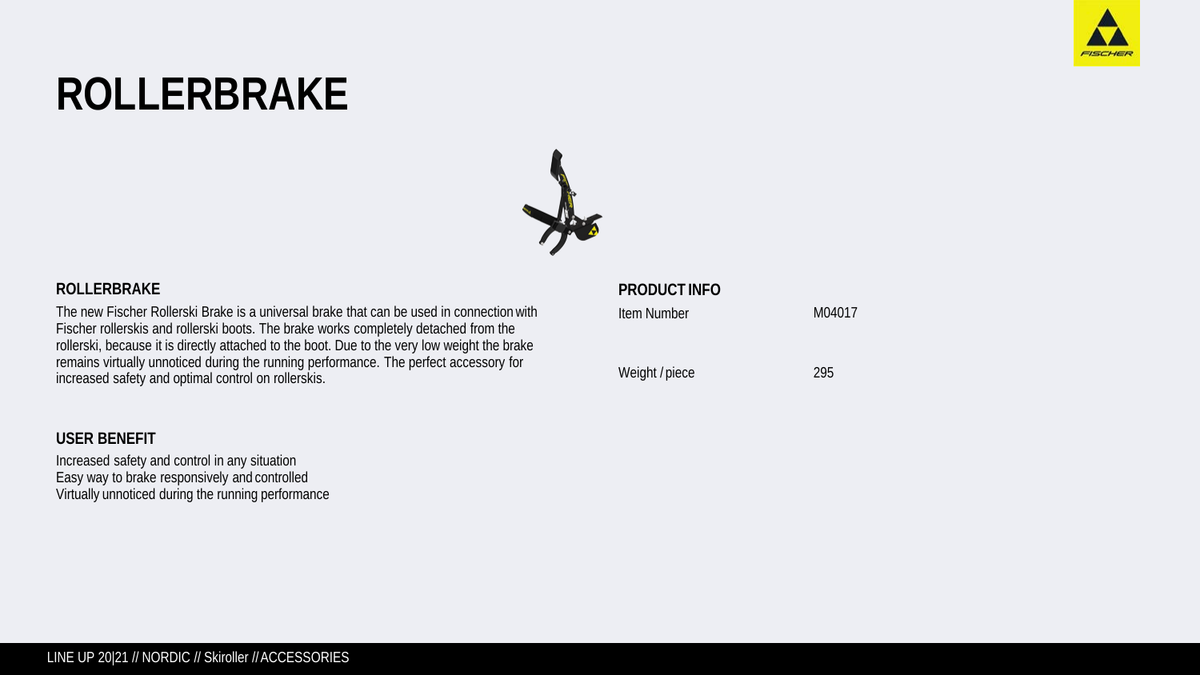# ROLLERBRAKE

## ROLLERBRAKE

The new Fischer Rollerski Brake is a universal brake that can be used in connection with Fischer rollerskis and rollerski boots. The brake works completely detached from the rollerski, because it is directly attached to the boot. Due to the very low weight the brake remains virtually unnoticed during the running performance. The perfect accessory for increased safety and optimal control on rollerskis.

## USER BENEFIT

Increased safety and control in any situation
Easy way to brake responsively and controlled
Virtually unnoticed during the running performance

## PRODUCT INFO

| | |
|---|---|
| Item Number | M04017 |
| Weight / piece | 295 |

LINE UP 20|21 // NORDIC // Skiroller // ACCESSORIES